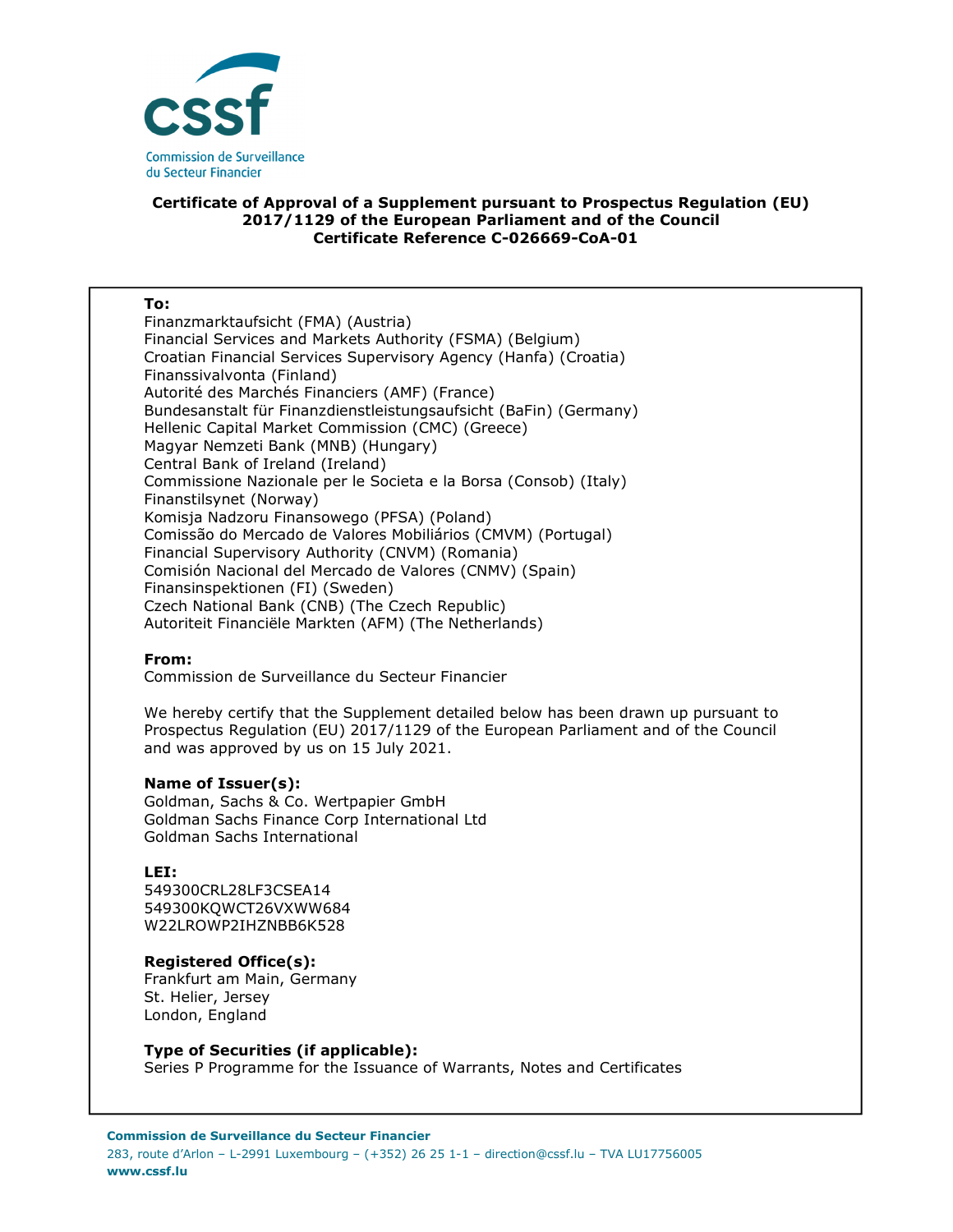**Commission de Surveillance du Secteur Financier**

# Certificate of Approval of a Supplement pursuant to Prospectus Regulation (EU) 2017/1129 of the European Parliament and of the Council
## Certificate Reference C-026669-CoA-01

**To:**
Finanzmarktaufsicht (FMA) (Austria)
Financial Services and Markets Authority (FSMA) (Belgium)
Croatian Financial Services Supervisory Agency (Hanfa) (Croatia)
Finanssivalvonta (Finland)
Autorité des Marchés Financiers (AMF) (France)
Bundesanstalt für Finanzdienstleistungsaufsicht (BaFin) (Germany)
Hellenic Capital Market Commission (CMC) (Greece)
Magyar Nemzeti Bank (MNB) (Hungary)
Central Bank of Ireland (Ireland)
Commissione Nazionale per le Societa e la Borsa (Consob) (Italy)
Finanstilsynet (Norway)
Komisja Nadzoru Finansowego (PFSA) (Poland)
Comissão do Mercado de Valores Mobiliários (CMVM) (Portugal)
Financial Supervisory Authority (CNVM) (Romania)
Comisión Nacional del Mercado de Valores (CNMV) (Spain)
Finansinspektionen (FI) (Sweden)
Czech National Bank (CNB) (The Czech Republic)
Autoriteit Financiële Markten (AFM) (The Netherlands)

**From:**
Commission de Surveillance du Secteur Financier

We hereby certify that the Supplement detailed below has been drawn up pursuant to Prospectus Regulation (EU) 2017/1129 of the European Parliament and of the Council and was approved by us on 15 July 2021.

**Name of Issuer(s):**
Goldman, Sachs & Co. Wertpapier GmbH
Goldman Sachs Finance Corp International Ltd
Goldman Sachs International

**LEI:**
549300CRL28LF3CSEA14
549300KQWCT26VXWW684
W22LROWP2IHZNBB6K528

**Registered Office(s):**
Frankfurt am Main, Germany
St. Helier, Jersey
London, England

**Type of Securities (if applicable):**
Series P Programme for the Issuance of Warrants, Notes and Certificates

**Commission de Surveillance du Secteur Financier**
283, route d'Arlon – L-2991 Luxembourg – (+352) 26 25 1-1 – direction@cssf.lu – TVA LU17756005
**www.cssf.lu**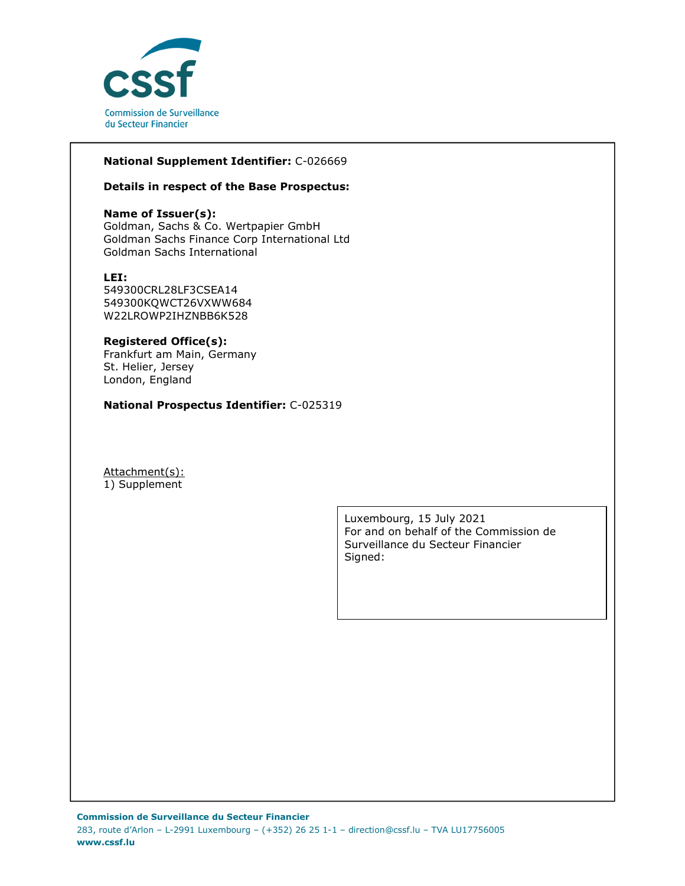**National Supplement Identifier:** C-026669

**Details in respect of the Base Prospectus:**

**Name of Issuer(s):**
Goldman, Sachs & Co. Wertpapier GmbH
Goldman Sachs Finance Corp International Ltd
Goldman Sachs International

**LEI:**
549300CRL28LF3CSEA14
549300KQWCT26VXWW684
W22LROWP2IHZNBB6K528

**Registered Office(s):**
Frankfurt am Main, Germany
St. Helier, Jersey
London, England

**National Prospectus Identifier:** C-025319

Attachment(s):
1) Supplement

Luxembourg, 15 July 2021
For and on behalf of the Commission de Surveillance du Secteur Financier
Signed:

**Commission de Surveillance du Secteur Financier**
283, route d'Arlon – L-2991 Luxembourg – (+352) 26 25 1-1 – direction@cssf.lu – TVA LU17756005
**www.cssf.lu**